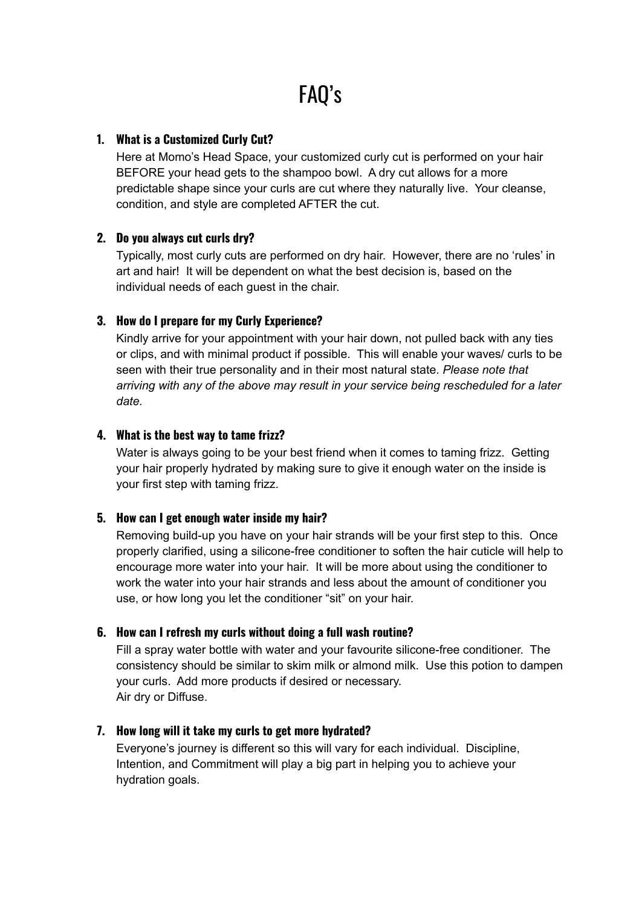# FAQ's

1. **What is a Customized Curly Cut?**

   Here at Momo's Head Space, your customized curly cut is performed on your hair BEFORE your head gets to the shampoo bowl. A dry cut allows for a more predictable shape since your curls are cut where they naturally live. Your cleanse, condition, and style are completed AFTER the cut.

2. **Do you always cut curls dry?**

   Typically, most curly cuts are performed on dry hair. However, there are no 'rules' in art and hair! It will be dependent on what the best decision is, based on the individual needs of each guest in the chair.

3. **How do I prepare for my Curly Experience?**

   Kindly arrive for your appointment with your hair down, not pulled back with any ties or clips, and with minimal product if possible. This will enable your waves/ curls to be seen with their true personality and in their most natural state. *Please note that arriving with any of the above may result in your service being rescheduled for a later date.*

4. **What is the best way to tame frizz?**

   Water is always going to be your best friend when it comes to taming frizz. Getting your hair properly hydrated by making sure to give it enough water on the inside is your first step with taming frizz.

5. **How can I get enough water inside my hair?**

   Removing build-up you have on your hair strands will be your first step to this. Once properly clarified, using a silicone-free conditioner to soften the hair cuticle will help to encourage more water into your hair. It will be more about using the conditioner to work the water into your hair strands and less about the amount of conditioner you use, or how long you let the conditioner "sit" on your hair.

6. **How can I refresh my curls without doing a full wash routine?**

   Fill a spray water bottle with water and your favourite silicone-free conditioner. The consistency should be similar to skim milk or almond milk. Use this potion to dampen your curls. Add more products if desired or necessary.
   Air dry or Diffuse.

7. **How long will it take my curls to get more hydrated?**

   Everyone's journey is different so this will vary for each individual. Discipline, Intention, and Commitment will play a big part in helping you to achieve your hydration goals.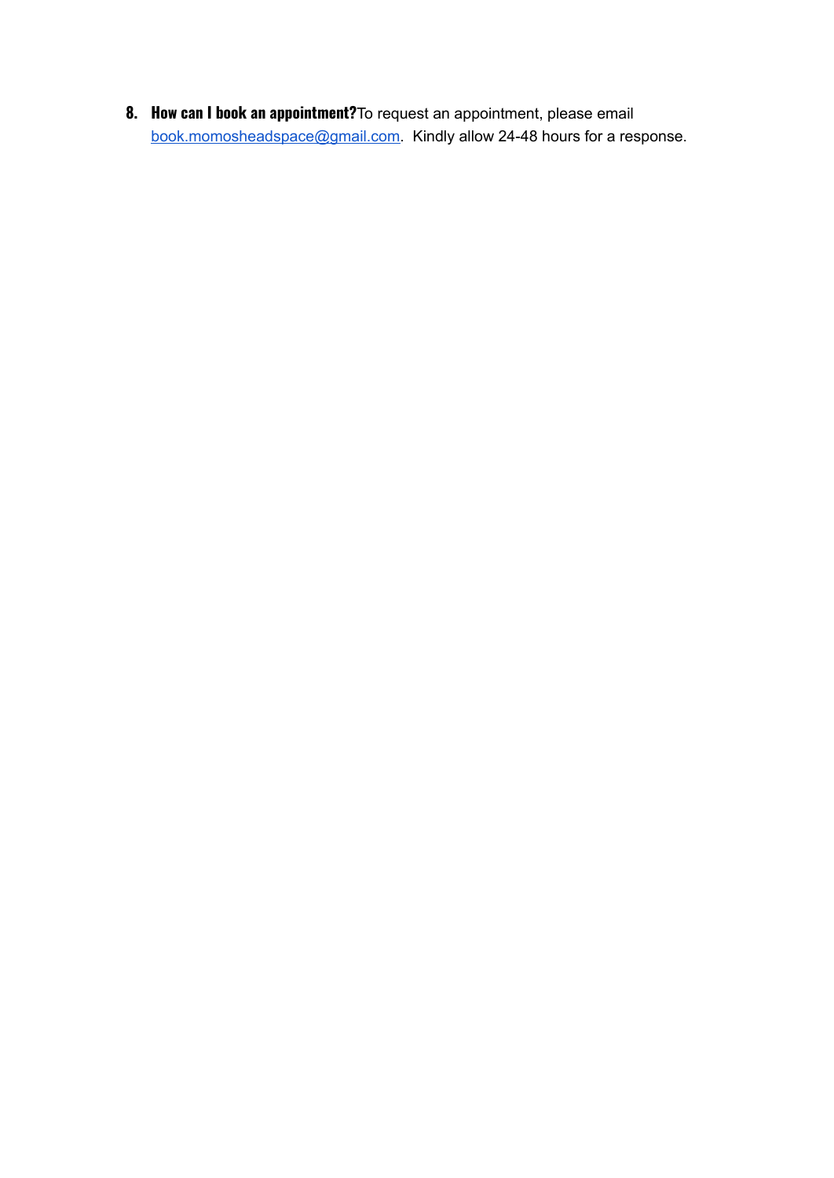8. **How can I book an appointment?** To request an appointment, please email [book.momosheadspace@gmail.com](mailto:book.momosheadspace@gmail.com). Kindly allow 24-48 hours for a response.